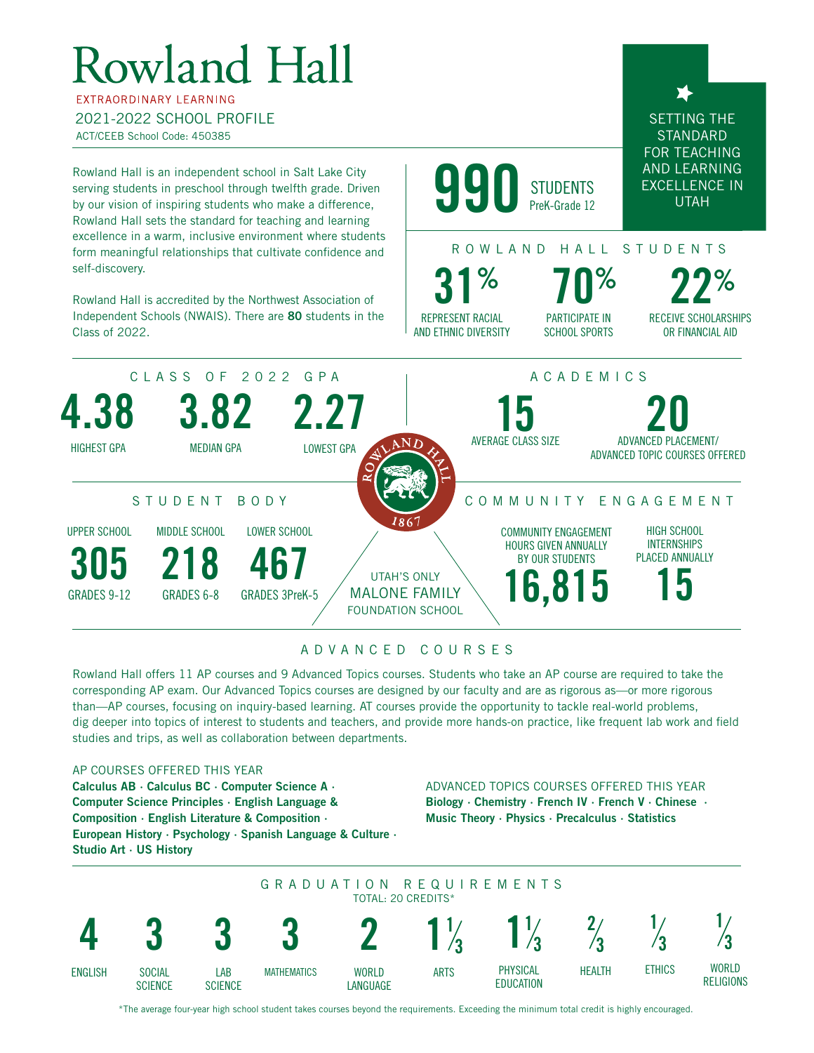# Rowland Hall

EXTRAORDINARY LEARNING

2021-2022 SCHOOL PROFILE

ACT/CEEB School Code: 450385

SETTING THE STANDARD FOR TEACHING AND LEARNING EXCELLENCE IN UTAH

Rowland Hall is an independent school in Salt Lake City serving students in preschool through twelfth grade. Driven by our vision of inspiring students who make a difference, Rowland Hall sets the standard for teaching and learning excellence in a warm, inclusive environment where students form meaningful relationships that cultivate confidence and self-discovery.

Rowland Hall is accredited by the Northwest Association of Independent Schools (NWAIS). There are **80** students in the Class of 2022.

**990** STUDENTS PreK-Grade 12

## ROWLAND HALL STUDENTS

- **31%** REPRESENT RACIAL AND ETHNIC DIVERSITY
- **70%** PARTICIPATE IN SCHOOL SPORTS
- **22%** RECEIVE SCHOLARSHIPS OR FINANCIAL AID

## CLASS OF 2022 GPA

| 4.38 | 3.82 | 2.27 |
|---|---|---|
| HIGHEST GPA | MEDIAN GPA | LOWEST GPA |

## ACADEMICS

- **15** AVERAGE CLASS SIZE
- **20** ADVANCED PLACEMENT/ ADVANCED TOPIC COURSES OFFERED

## STUDENT BODY

| UPPER SCHOOL | MIDDLE SCHOOL | LOWER SCHOOL |
|---|---|---|
| 305 | 218 | 467 |
| GRADES 9-12 | GRADES 6-8 | GRADES 3PreK-5 |

UTAH'S ONLY MALONE FAMILY FOUNDATION SCHOOL

## COMMUNITY ENGAGEMENT

- COMMUNITY ENGAGEMENT HOURS GIVEN ANNUALLY BY OUR STUDENTS: **16,815**
- HIGH SCHOOL INTERNSHIPS PLACED ANNUALLY: **15**

## ADVANCED COURSES

Rowland Hall offers 11 AP courses and 9 Advanced Topics courses. Students who take an AP course are required to take the corresponding AP exam. Our Advanced Topics courses are designed by our faculty and are as rigorous as—or more rigorous than—AP courses, focusing on inquiry-based learning. AT courses provide the opportunity to tackle real-world problems, dig deeper into topics of interest to students and teachers, and provide more hands-on practice, like frequent lab work and field studies and trips, as well as collaboration between departments.

AP COURSES OFFERED THIS YEAR

**Calculus AB · Calculus BC · Computer Science A · Computer Science Principles · English Language & Composition · English Literature & Composition · European History · Psychology · Spanish Language & Culture · Studio Art · US History**

ADVANCED TOPICS COURSES OFFERED THIS YEAR

**Biology · Chemistry · French IV · French V · Chinese · Music Theory · Physics · Precalculus · Statistics**

## GRADUATION REQUIREMENTS

TOTAL: 20 CREDITS*

| 4 | 3 | 3 | 3 | 2 | 1⅓ | 1⅓ | ⅔ | ⅓ | ⅓ |
|---|---|---|---|---|---|---|---|---|---|
| ENGLISH | SOCIAL SCIENCE | LAB SCIENCE | MATHEMATICS | WORLD LANGUAGE | ARTS | PHYSICAL EDUCATION | HEALTH | ETHICS | WORLD RELIGIONS |

*The average four-year high school student takes courses beyond the requirements. Exceeding the minimum total credit is highly encouraged.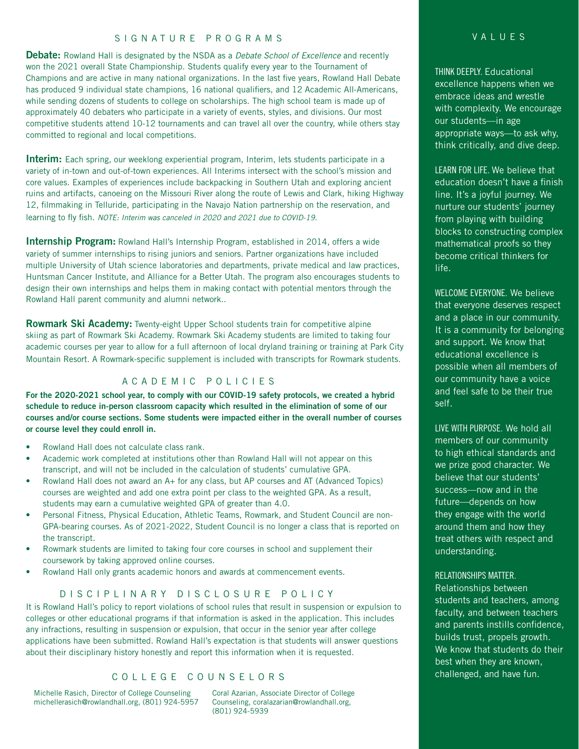## SIGNATURE PROGRAMS

**Debate:** Rowland Hall is designated by the NSDA as a *Debate School of Excellence* and recently won the 2021 overall State Championship. Students qualify every year to the Tournament of Champions and are active in many national organizations. In the last five years, Rowland Hall Debate has produced 9 individual state champions, 16 national qualifiers, and 12 Academic All-Americans, while sending dozens of students to college on scholarships. The high school team is made up of approximately 40 debaters who participate in a variety of events, styles, and divisions. Our most competitive students attend 10-12 tournaments and can travel all over the country, while others stay committed to regional and local competitions.

**Interim:** Each spring, our weeklong experiential program, Interim, lets students participate in a variety of in-town and out-of-town experiences. All Interims intersect with the school's mission and core values. Examples of experiences include backpacking in Southern Utah and exploring ancient ruins and artifacts, canoeing on the Missouri River along the route of Lewis and Clark, hiking Highway 12, filmmaking in Telluride, participating in the Navajo Nation partnership on the reservation, and learning to fly fish. *NOTE: Interim was canceled in 2020 and 2021 due to COVID-19.*

**Internship Program:** Rowland Hall's Internship Program, established in 2014, offers a wide variety of summer internships to rising juniors and seniors. Partner organizations have included multiple University of Utah science laboratories and departments, private medical and law practices, Huntsman Cancer Institute, and Alliance for a Better Utah. The program also encourages students to design their own internships and helps them in making contact with potential mentors through the Rowland Hall parent community and alumni network..

**Rowmark Ski Academy:** Twenty-eight Upper School students train for competitive alpine skiing as part of Rowmark Ski Academy. Rowmark Ski Academy students are limited to taking four academic courses per year to allow for a full afternoon of local dryland training or training at Park City Mountain Resort. A Rowmark-specific supplement is included with transcripts for Rowmark students.

## ACADEMIC POLICIES

**For the 2020-2021 school year, to comply with our COVID-19 safety protocols, we created a hybrid schedule to reduce in-person classroom capacity which resulted in the elimination of some of our courses and/or course sections. Some students were impacted either in the overall number of courses or course level they could enroll in.**

- Rowland Hall does not calculate class rank.
- Academic work completed at institutions other than Rowland Hall will not appear on this transcript, and will not be included in the calculation of students' cumulative GPA.
- Rowland Hall does not award an A+ for any class, but AP courses and AT (Advanced Topics) courses are weighted and add one extra point per class to the weighted GPA. As a result, students may earn a cumulative weighted GPA of greater than 4.0.
- Personal Fitness, Physical Education, Athletic Teams, Rowmark, and Student Council are non-GPA-bearing courses. As of 2021-2022, Student Council is no longer a class that is reported on the transcript.
- Rowmark students are limited to taking four core courses in school and supplement their coursework by taking approved online courses.
- Rowland Hall only grants academic honors and awards at commencement events.

## DISCIPLINARY DISCLOSURE POLICY

It is Rowland Hall's policy to report violations of school rules that result in suspension or expulsion to colleges or other educational programs if that information is asked in the application. This includes any infractions, resulting in suspension or expulsion, that occur in the senior year after college applications have been submitted. Rowland Hall's expectation is that students will answer questions about their disciplinary history honestly and report this information when it is requested.

## COLLEGE COUNSELORS

Michelle Rasich, Director of College Counseling
michellerasich@rowlandhall.org, (801) 924-5957

Coral Azarian, Associate Director of College Counseling, coralazarian@rowlandhall.org, (801) 924-5939

## VALUES

THINK DEEPLY. Educational excellence happens when we embrace ideas and wrestle with complexity. We encourage our students—in age appropriate ways—to ask why, think critically, and dive deep.

LEARN FOR LIFE. We believe that education doesn't have a finish line. It's a joyful journey. We nurture our students' journey from playing with building blocks to constructing complex mathematical proofs so they become critical thinkers for life.

WELCOME EVERYONE. We believe that everyone deserves respect and a place in our community. It is a community for belonging and support. We know that educational excellence is possible when all members of our community have a voice and feel safe to be their true self.

LIVE WITH PURPOSE. We hold all members of our community to high ethical standards and we prize good character. We believe that our students' success—now and in the future—depends on how they engage with the world around them and how they treat others with respect and understanding.

RELATIONSHIPS MATTER. Relationships between students and teachers, among faculty, and between teachers and parents instills confidence, builds trust, propels growth. We know that students do their best when they are known, challenged, and have fun.